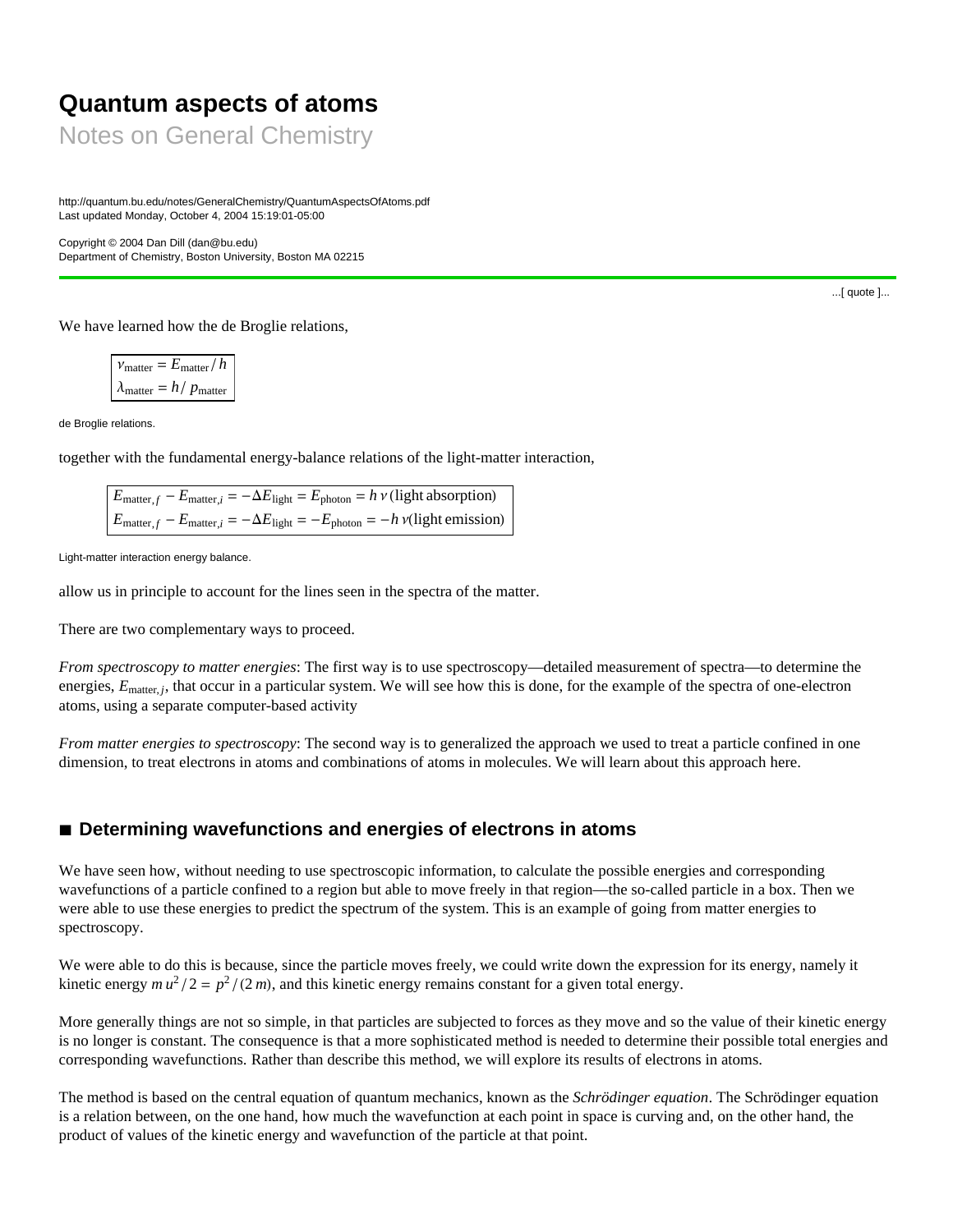# Quantum aspects of atoms

## Notes on General Chemistry

http://quantum.bu.edu/notes/GeneralChemistry/QuantumAspectsOfAtoms.pdf
Last updated Monday, October 4, 2004 15:19:01-05:00

Copyright © 2004 Dan Dill (dan@bu.edu)
Department of Chemistry, Boston University, Boston MA 02215

...[ quote ]...

We have learned how the de Broglie relations,

$$\nu_{\text{matter}} = E_{\text{matter}} / h$$
$$\lambda_{\text{matter}} = h / p_{\text{matter}}$$

de Broglie relations.

together with the fundamental energy-balance relations of the light-matter interaction,

$$E_{\text{matter},f} - E_{\text{matter},i} = -\Delta E_{\text{light}} = E_{\text{photon}} = h\,\nu \text{ (light absorption)}$$
$$E_{\text{matter},f} - E_{\text{matter},i} = -\Delta E_{\text{light}} = -E_{\text{photon}} = -h\,\nu \text{(light emission)}$$

Light-matter interaction energy balance.

allow us in principle to account for the lines seen in the spectra of the matter.

There are two complementary ways to proceed.

*From spectroscopy to matter energies*: The first way is to use spectroscopy—detailed measurement of spectra—to determine the energies, $E_{\text{matter},j}$, that occur in a particular system. We will see how this is done, for the example of the spectra of one-electron atoms, using a separate computer-based activity

*From matter energies to spectroscopy*: The second way is to generalized the approach we used to treat a particle confined in one dimension, to treat electrons in atoms and combinations of atoms in molecules. We will learn about this approach here.

## ■ Determining wavefunctions and energies of electrons in atoms

We have seen how, without needing to use spectroscopic information, to calculate the possible energies and corresponding wavefunctions of a particle confined to a region but able to move freely in that region—the so-called particle in a box. Then we were able to use these energies to predict the spectrum of the system. This is an example of going from matter energies to spectroscopy.

We were able to do this is because, since the particle moves freely, we could write down the expression for its energy, namely it kinetic energy $m\,u^2 / 2 = p^2 / (2\,m)$, and this kinetic energy remains constant for a given total energy.

More generally things are not so simple, in that particles are subjected to forces as they move and so the value of their kinetic energy is no longer is constant. The consequence is that a more sophisticated method is needed to determine their possible total energies and corresponding wavefunctions. Rather than describe this method, we will explore its results of electrons in atoms.

The method is based on the central equation of quantum mechanics, known as the *Schrödinger equation*. The Schrödinger equation is a relation between, on the one hand, how much the wavefunction at each point in space is curving and, on the other hand, the product of values of the kinetic energy and wavefunction of the particle at that point.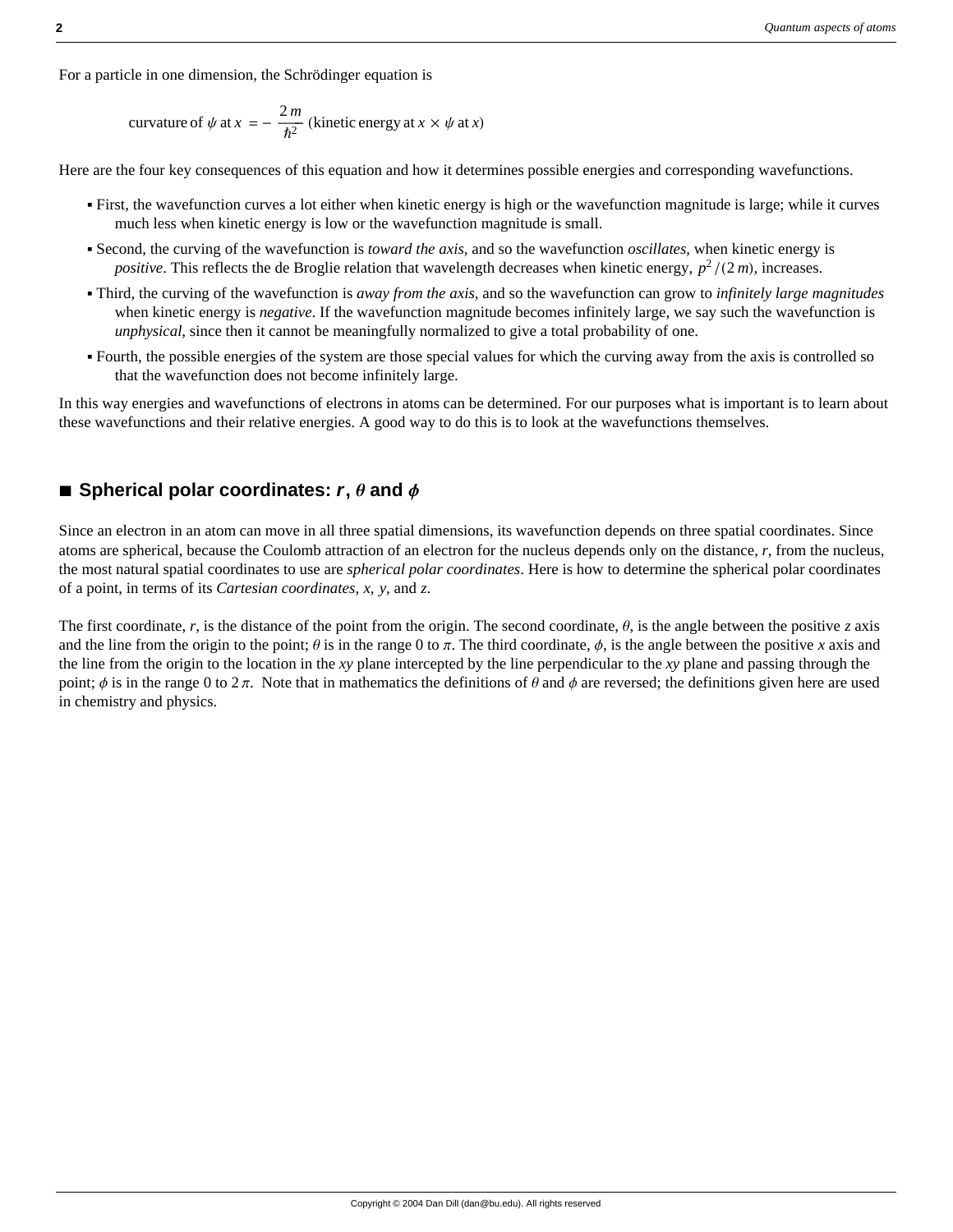For a particle in one dimension, the Schrödinger equation is

$$\text{curvature of } \psi \text{ at } x = -\frac{2\,m}{\hbar^2}\,(\text{kinetic energy at } x \times \psi \text{ at } x)$$

Here are the four key consequences of this equation and how it determines possible energies and corresponding wavefunctions.

- First, the wavefunction curves a lot either when kinetic energy is high or the wavefunction magnitude is large; while it curves much less when kinetic energy is low or the wavefunction magnitude is small.
- Second, the curving of the wavefunction is *toward the axis*, and so the wavefunction *oscillates*, when kinetic energy is *positive*. This reflects the de Broglie relation that wavelength decreases when kinetic energy, $p^2/(2\,m)$, increases.
- Third, the curving of the wavefunction is *away from the axis*, and so the wavefunction can grow to *infinitely large magnitudes* when kinetic energy is *negative*. If the wavefunction magnitude becomes infinitely large, we say such the wavefunction is *unphysical*, since then it cannot be meaningfully normalized to give a total probability of one.
- Fourth, the possible energies of the system are those special values for which the curving away from the axis is controlled so that the wavefunction does not become infinitely large.

In this way energies and wavefunctions of electrons in atoms can be determined. For our purposes what is important is to learn about these wavefunctions and their relative energies. A good way to do this is to look at the wavefunctions themselves.

## ■ Spherical polar coordinates: $r$, $\theta$ and $\phi$

Since an electron in an atom can move in all three spatial dimensions, its wavefunction depends on three spatial coordinates. Since atoms are spherical, because the Coulomb attraction of an electron for the nucleus depends only on the distance, $r$, from the nucleus, the most natural spatial coordinates to use are *spherical polar coordinates*. Here is how to determine the spherical polar coordinates of a point, in terms of its *Cartesian coordinates*, $x$, $y$, and $z$.

The first coordinate, $r$, is the distance of the point from the origin. The second coordinate, $\theta$, is the angle between the positive $z$ axis and the line from the origin to the point; $\theta$ is in the range 0 to $\pi$. The third coordinate, $\phi$, is the angle between the positive $x$ axis and the line from the origin to the location in the $xy$ plane intercepted by the line perpendicular to the $xy$ plane and passing through the point; $\phi$ is in the range 0 to $2\,\pi$. Note that in mathematics the definitions of $\theta$ and $\phi$ are reversed; the definitions given here are used in chemistry and physics.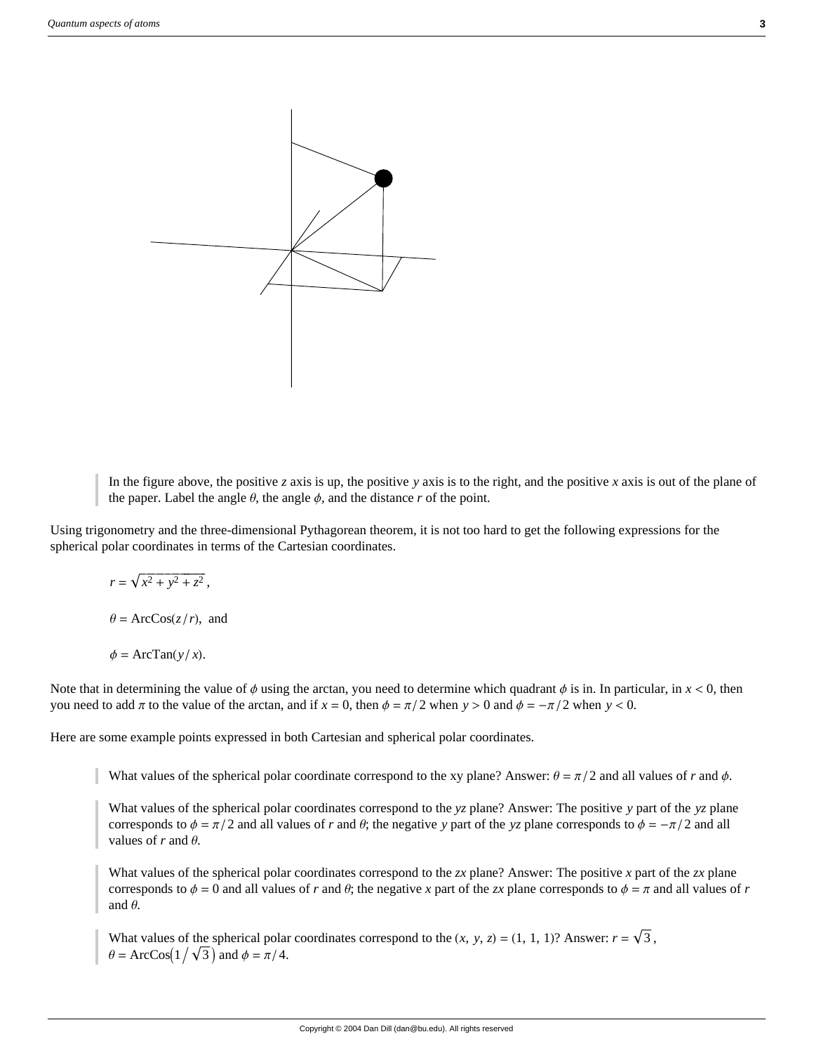In the figure above, the positive $z$ axis is up, the positive $y$ axis is to the right, and the positive $x$ axis is out of the plane of the paper. Label the angle $\theta$, the angle $\phi$, and the distance $r$ of the point.

Using trigonometry and the three-dimensional Pythagorean theorem, it is not too hard to get the following expressions for the spherical polar coordinates in terms of the Cartesian coordinates.

$$r = \sqrt{x^2 + y^2 + z^2},$$

$$\theta = \text{ArcCos}(z/r), \text{ and}$$

$$\phi = \text{ArcTan}(y/x).$$

Note that in determining the value of $\phi$ using the arctan, you need to determine which quadrant $\phi$ is in. In particular, in $x < 0$, then you need to add $\pi$ to the value of the arctan, and if $x = 0$, then $\phi = \pi/2$ when $y > 0$ and $\phi = -\pi/2$ when $y < 0$.

Here are some example points expressed in both Cartesian and spherical polar coordinates.

What values of the spherical polar coordinate correspond to the xy plane? Answer: $\theta = \pi/2$ and all values of $r$ and $\phi$.

What values of the spherical polar coordinates correspond to the $yz$ plane? Answer: The positive $y$ part of the $yz$ plane corresponds to $\phi = \pi/2$ and all values of $r$ and $\theta$; the negative $y$ part of the $yz$ plane corresponds to $\phi = -\pi/2$ and all values of $r$ and $\theta$.

What values of the spherical polar coordinates correspond to the $zx$ plane? Answer: The positive $x$ part of the $zx$ plane corresponds to $\phi = 0$ and all values of $r$ and $\theta$; the negative $x$ part of the $zx$ plane corresponds to $\phi = \pi$ and all values of $r$ and $\theta$.

What values of the spherical polar coordinates correspond to the $(x, y, z) = (1, 1, 1)$? Answer: $r = \sqrt{3}$, $\theta = \text{ArcCos}\left(1/\sqrt{3}\right)$ and $\phi = \pi/4$.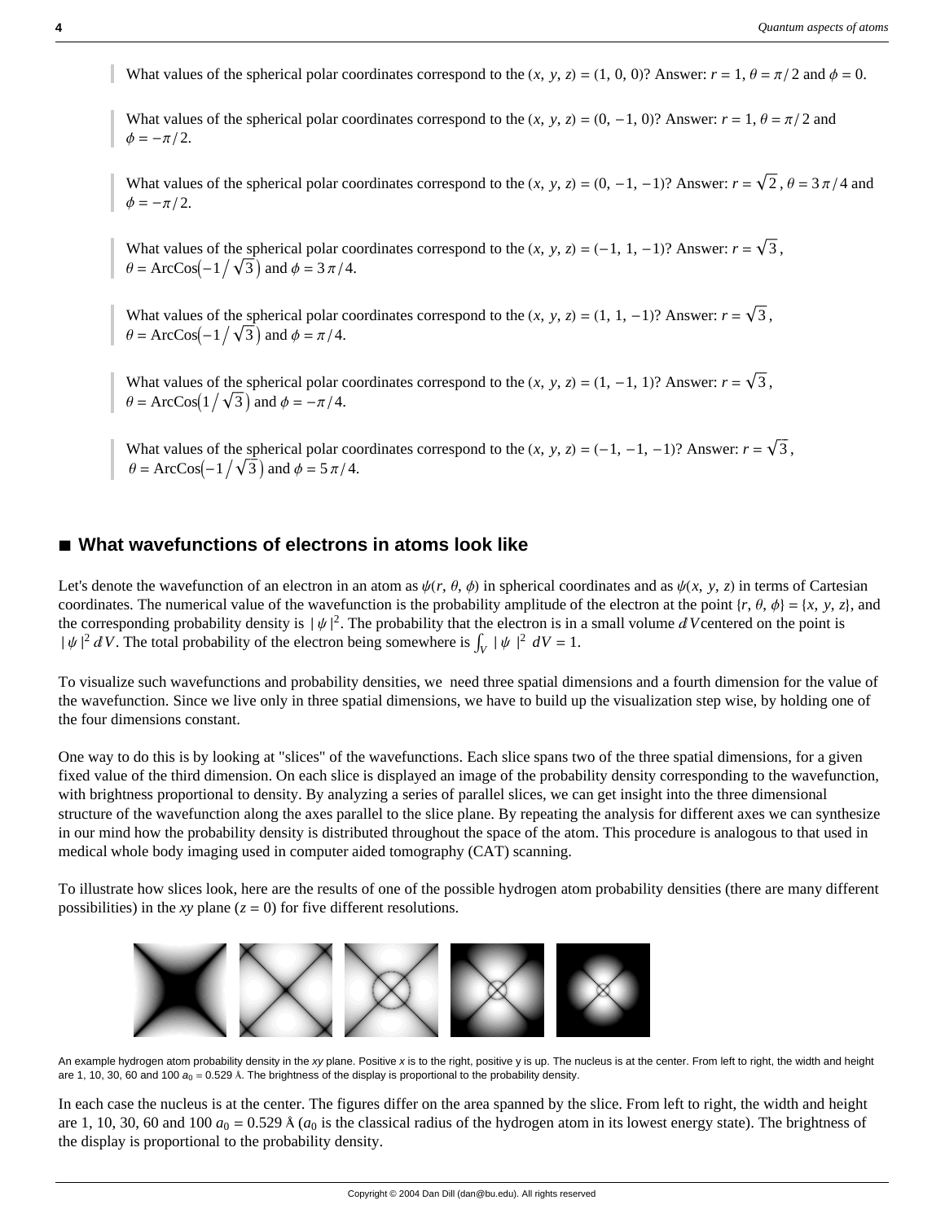What values of the spherical polar coordinates correspond to the $(x, y, z) = (1, 0, 0)$? Answer: $r = 1$, $\theta = \pi/2$ and $\phi = 0$.

What values of the spherical polar coordinates correspond to the $(x, y, z) = (0, -1, 0)$? Answer: $r = 1$, $\theta = \pi/2$ and $\phi = -\pi/2$.

What values of the spherical polar coordinates correspond to the $(x, y, z) = (0, -1, -1)$? Answer: $r = \sqrt{2}$, $\theta = 3\pi/4$ and $\phi = -\pi/2$.

What values of the spherical polar coordinates correspond to the $(x, y, z) = (-1, 1, -1)$? Answer: $r = \sqrt{3}$, $\theta = \text{ArcCos}\left(-1/\sqrt{3}\right)$ and $\phi = 3\pi/4$.

What values of the spherical polar coordinates correspond to the $(x, y, z) = (1, 1, -1)$? Answer: $r = \sqrt{3}$, $\theta = \text{ArcCos}\left(-1/\sqrt{3}\right)$ and $\phi = \pi/4$.

What values of the spherical polar coordinates correspond to the $(x, y, z) = (1, -1, 1)$? Answer: $r = \sqrt{3}$, $\theta = \text{ArcCos}\left(1/\sqrt{3}\right)$ and $\phi = -\pi/4$.

What values of the spherical polar coordinates correspond to the $(x, y, z) = (-1, -1, -1)$? Answer: $r = \sqrt{3}$, $\theta = \text{ArcCos}\left(-1/\sqrt{3}\right)$ and $\phi = 5\pi/4$.

## What wavefunctions of electrons in atoms look like

Let's denote the wavefunction of an electron in an atom as $\psi(r, \theta, \phi)$ in spherical coordinates and as $\psi(x, y, z)$ in terms of Cartesian coordinates. The numerical value of the wavefunction is the probability amplitude of the electron at the point $\{r, \theta, \phi\} = \{x, y, z\}$, and the corresponding probability density is $|\psi|^2$. The probability that the electron is in a small volume $dV$ centered on the point is $|\psi|^2 \, dV$. The total probability of the electron being somewhere is $\int_V |\psi|^2 \, dV = 1$.

To visualize such wavefunctions and probability densities, we need three spatial dimensions and a fourth dimension for the value of the wavefunction. Since we live only in three spatial dimensions, we have to build up the visualization step wise, by holding one of the four dimensions constant.

One way to do this is by looking at "slices" of the wavefunctions. Each slice spans two of the three spatial dimensions, for a given fixed value of the third dimension. On each slice is displayed an image of the probability density corresponding to the wavefunction, with brightness proportional to density. By analyzing a series of parallel slices, we can get insight into the three dimensional structure of the wavefunction along the axes parallel to the slice plane. By repeating the analysis for different axes we can synthesize in our mind how the probability density is distributed throughout the space of the atom. This procedure is analogous to that used in medical whole body imaging used in computer aided tomography (CAT) scanning.

To illustrate how slices look, here are the results of one of the possible hydrogen atom probability densities (there are many different possibilities) in the *xy* plane ($z = 0$) for five different resolutions.

An example hydrogen atom probability density in the *xy* plane. Positive *x* is to the right, positive y is up. The nucleus is at the center. From left to right, the width and height are 1, 10, 30, 60 and 100 $a_0 = 0.529$ Å. The brightness of the display is proportional to the probability density.

In each case the nucleus is at the center. The figures differ on the area spanned by the slice. From left to right, the width and height are 1, 10, 30, 60 and 100 $a_0 = 0.529$ Å ($a_0$ is the classical radius of the hydrogen atom in its lowest energy state). The brightness of the display is proportional to the probability density.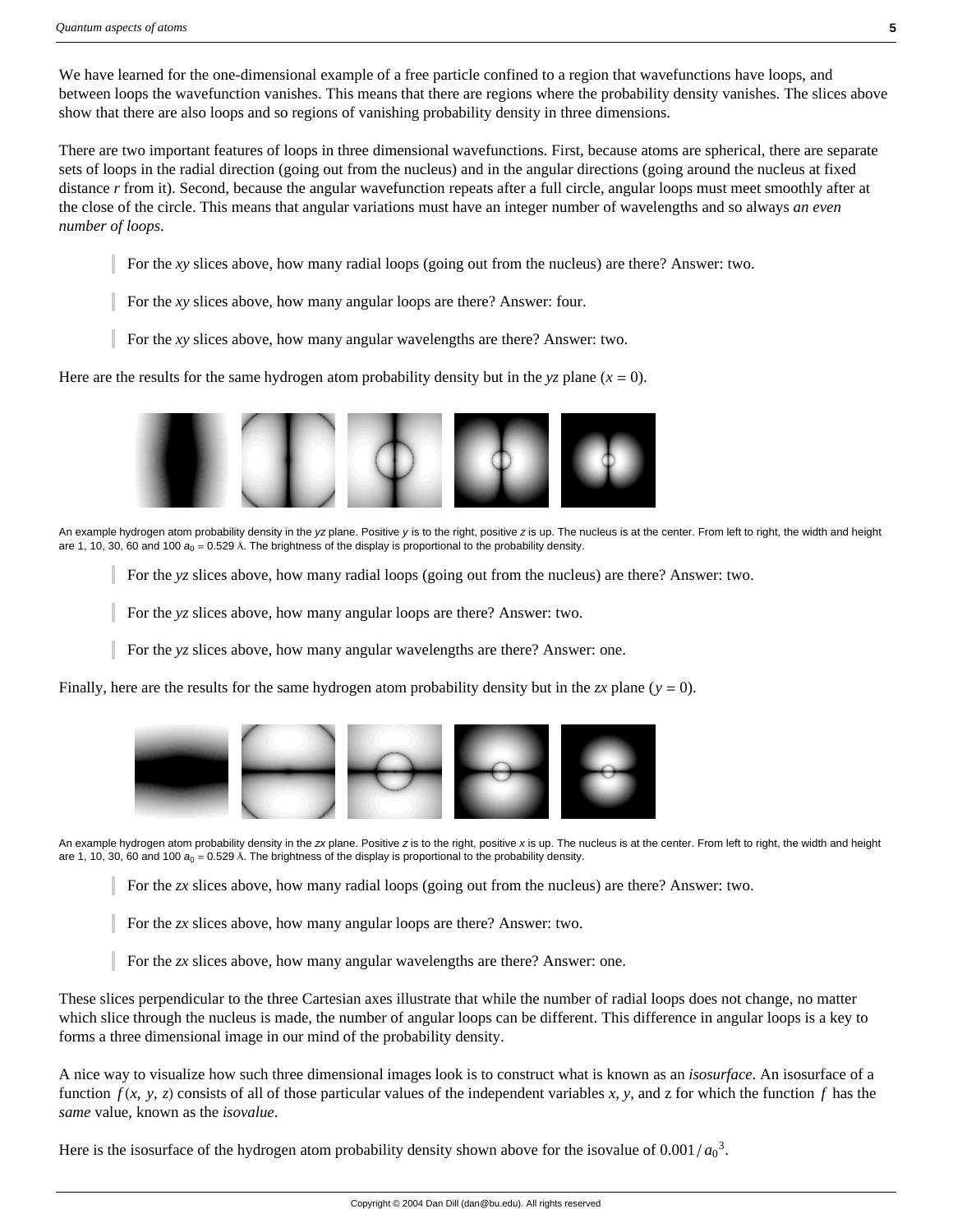We have learned for the one-dimensional example of a free particle confined to a region that wavefunctions have loops, and between loops the wavefunction vanishes. This means that there are regions where the probability density vanishes. The slices above show that there are also loops and so regions of vanishing probability density in three dimensions.

There are two important features of loops in three dimensional wavefunctions. First, because atoms are spherical, there are separate sets of loops in the radial direction (going out from the nucleus) and in the angular directions (going around the nucleus at fixed distance *r* from it). Second, because the angular wavefunction repeats after a full circle, angular loops must meet smoothly after at the close of the circle. This means that angular variations must have an integer number of wavelengths and so always *an even number of loops*.

> For the *xy* slices above, how many radial loops (going out from the nucleus) are there? Answer: two.

> For the *xy* slices above, how many angular loops are there? Answer: four.

> For the *xy* slices above, how many angular wavelengths are there? Answer: two.

Here are the results for the same hydrogen atom probability density but in the *yz* plane ($x = 0$).

An example hydrogen atom probability density in the *yz* plane. Positive *y* is to the right, positive *z* is up. The nucleus is at the center. From left to right, the width and height are 1, 10, 30, 60 and 100 $a_0 = 0.529$ Å. The brightness of the display is proportional to the probability density.

> For the *yz* slices above, how many radial loops (going out from the nucleus) are there? Answer: two.

> For the *yz* slices above, how many angular loops are there? Answer: two.

> For the *yz* slices above, how many angular wavelengths are there? Answer: one.

Finally, here are the results for the same hydrogen atom probability density but in the *zx* plane ($y = 0$).

An example hydrogen atom probability density in the *zx* plane. Positive *z* is to the right, positive *x* is up. The nucleus is at the center. From left to right, the width and height are 1, 10, 30, 60 and 100 $a_0 = 0.529$ Å. The brightness of the display is proportional to the probability density.

> For the *zx* slices above, how many radial loops (going out from the nucleus) are there? Answer: two.

> For the *zx* slices above, how many angular loops are there? Answer: two.

> For the *zx* slices above, how many angular wavelengths are there? Answer: one.

These slices perpendicular to the three Cartesian axes illustrate that while the number of radial loops does not change, no matter which slice through the nucleus is made, the number of angular loops can be different. This difference in angular loops is a key to forms a three dimensional image in our mind of the probability density.

A nice way to visualize how such three dimensional images look is to construct what is known as an *isosurface*. An isosurface of a function $f(x, y, z)$ consists of all of those particular values of the independent variables *x*, *y*, and z for which the function $f$ has the *same* value, known as the *isovalue*.

Here is the isosurface of the hydrogen atom probability density shown above for the isovalue of $0.001/a_0^3$.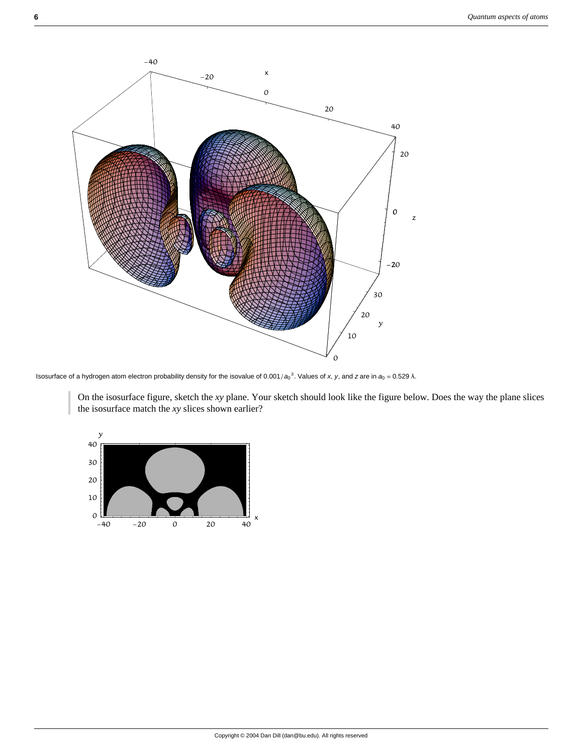Isosurface of a hydrogen atom electron probability density for the isovalue of $0.001/a_0^3$. Values of $x$, $y$, and $z$ are in $a_0 = 0.529$ Å.

> On the isosurface figure, sketch the $xy$ plane. Your sketch should look like the figure below. Does the way the plane slices the isosurface match the $xy$ slices shown earlier?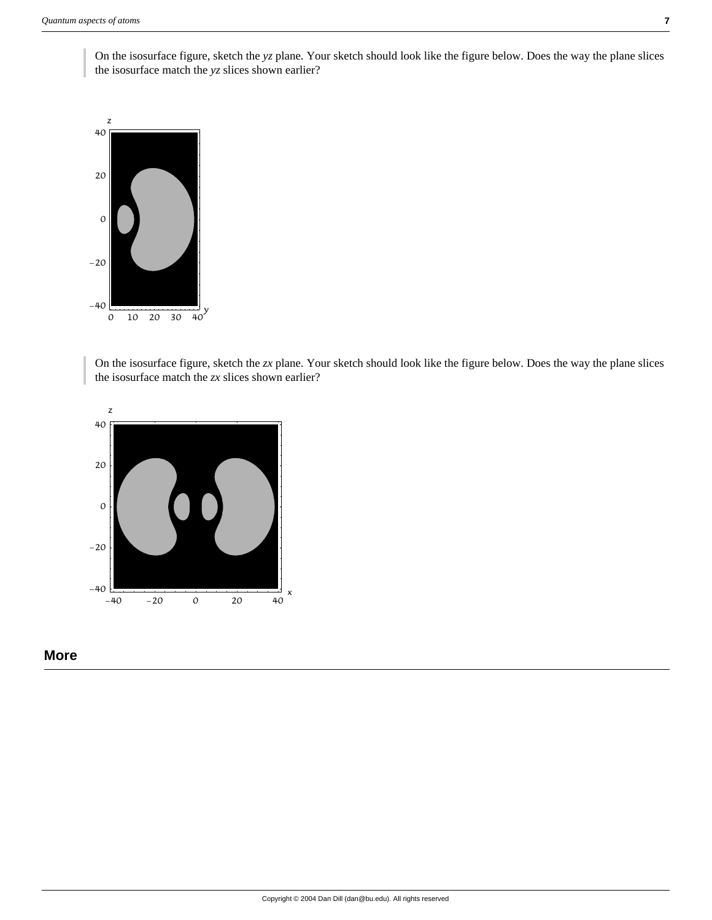On the isosurface figure, sketch the *yz* plane. Your sketch should look like the figure below. Does the way the plane slices the isosurface match the *yz* slices shown earlier?

On the isosurface figure, sketch the *zx* plane. Your sketch should look like the figure below. Does the way the plane slices the isosurface match the *zx* slices shown earlier?

## More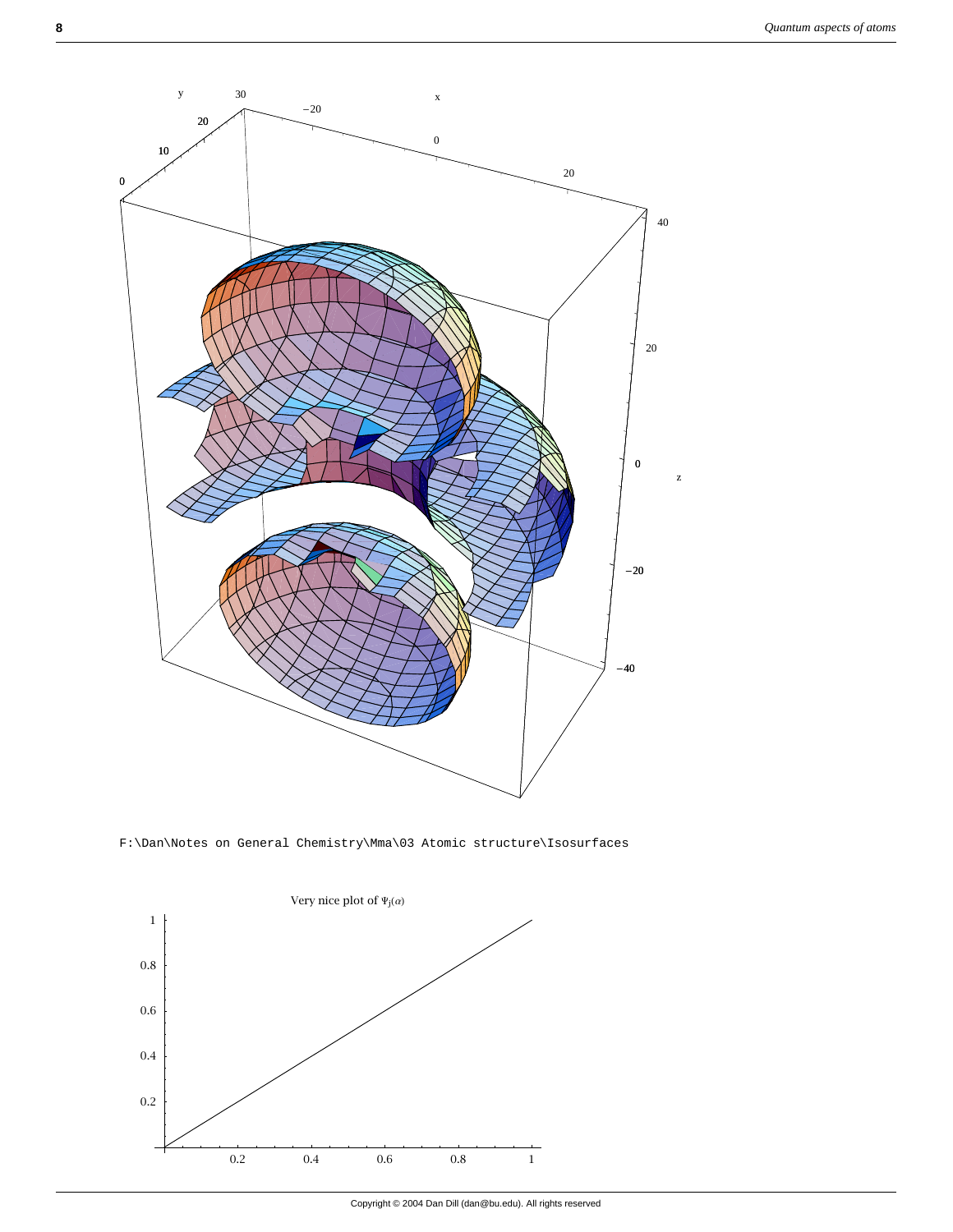F:\Dan\Notes on General Chemistry\Mma\03 Atomic structure\Isosurfaces

Very nice plot of $\Psi_{j}(\alpha)$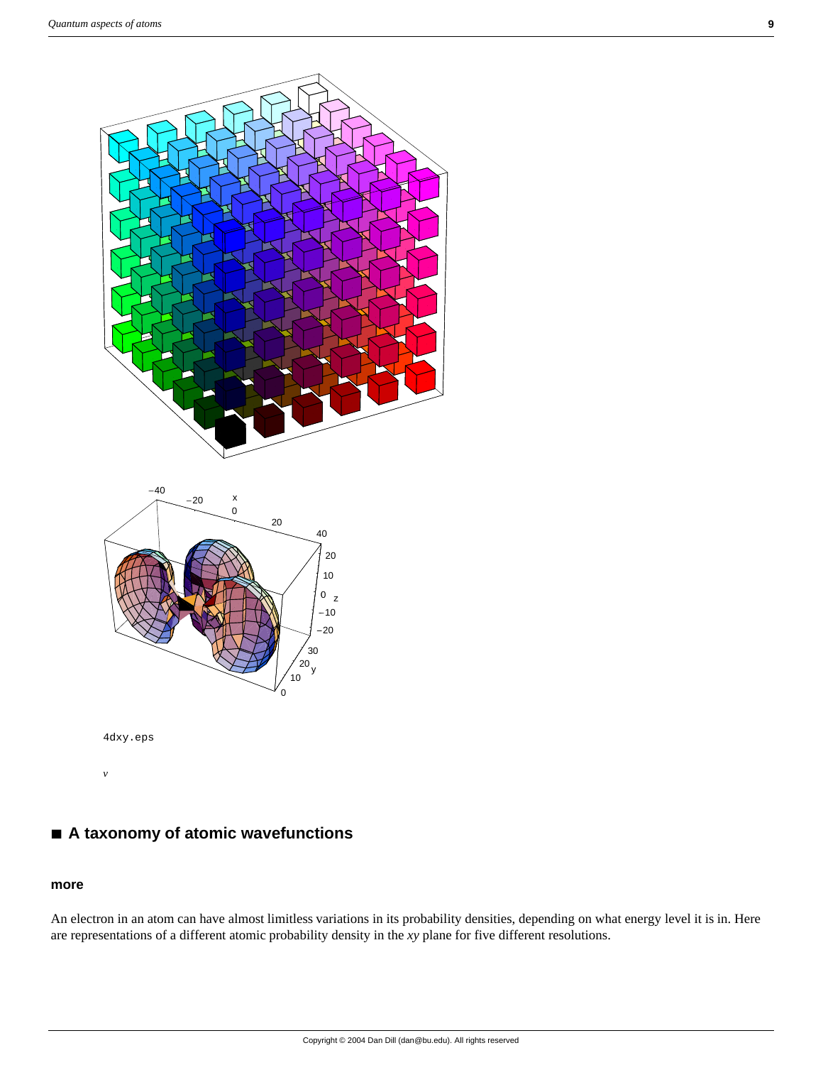4dxy.eps

*v*

## ■ A taxonomy of atomic wavefunctions

**more**

An electron in an atom can have almost limitless variations in its probability densities, depending on what energy level it is in. Here are representations of a different atomic probability density in the *xy* plane for five different resolutions.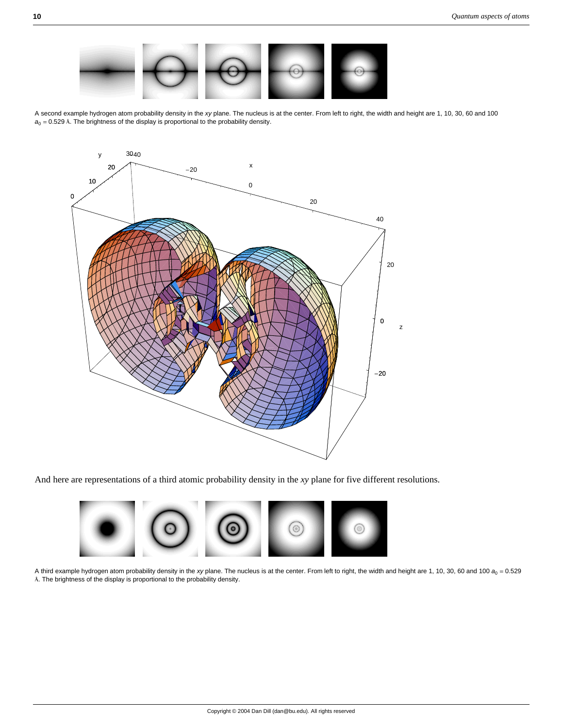A second example hydrogen atom probability density in the *xy* plane. The nucleus is at the center. From left to right, the width and height are 1, 10, 30, 60 and 100 $a_0$ = 0.529 Å. The brightness of the display is proportional to the probability density.

And here are representations of a third atomic probability density in the *xy* plane for five different resolutions.

A third example hydrogen atom probability density in the *xy* plane. The nucleus is at the center. From left to right, the width and height are 1, 10, 30, 60 and 100 $a_0$ = 0.529 Å. The brightness of the display is proportional to the probability density.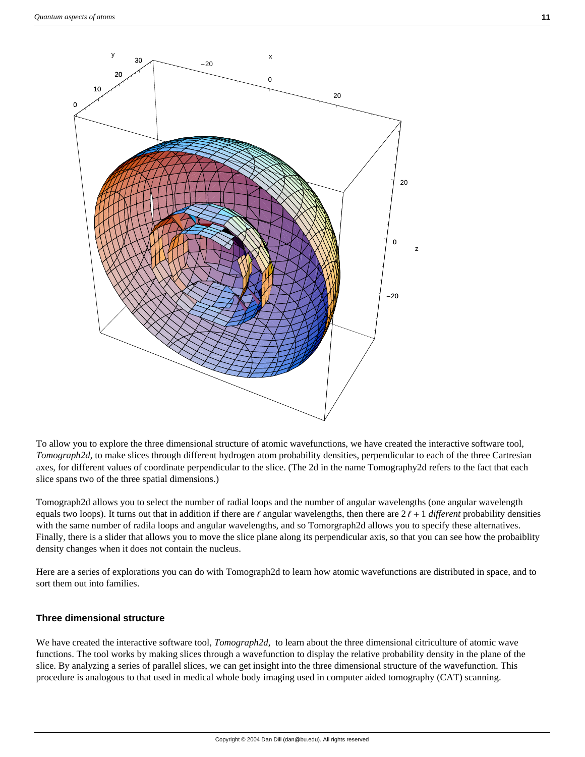To allow you to explore the three dimensional structure of atomic wavefunctions, we have created the interactive software tool, *Tomograph2d*, to make slices through different hydrogen atom probability densities, perpendicular to each of the three Cartresian axes, for different values of coordinate perpendicular to the slice. (The 2d in the name Tomography2d refers to the fact that each slice spans two of the three spatial dimensions.)

Tomograph2d allows you to select the number of radial loops and the number of angular wavelengths (one angular wavelength equals two loops). It turns out that in addition if there are $\ell$ angular wavelengths, then there are $2\ell + 1$ *different* probability densities with the same number of radila loops and angular wavelengths, and so Tomorgraph2d allows you to specify these alternatives. Finally, there is a slider that allows you to move the slice plane along its perpendicular axis, so that you can see how the probaiblity density changes when it does not contain the nucleus.

Here are a series of explorations you can do with Tomograph2d to learn how atomic wavefunctions are distributed in space, and to sort them out into families.

### Three dimensional structure

We have created the interactive software tool, *Tomograph2d*, to learn about the three dimensional citriculture of atomic wave functions. The tool works by making slices through a wavefunction to display the relative probability density in the plane of the slice. By analyzing a series of parallel slices, we can get insight into the three dimensional structure of the wavefunction. This procedure is analogous to that used in medical whole body imaging used in computer aided tomography (CAT) scanning.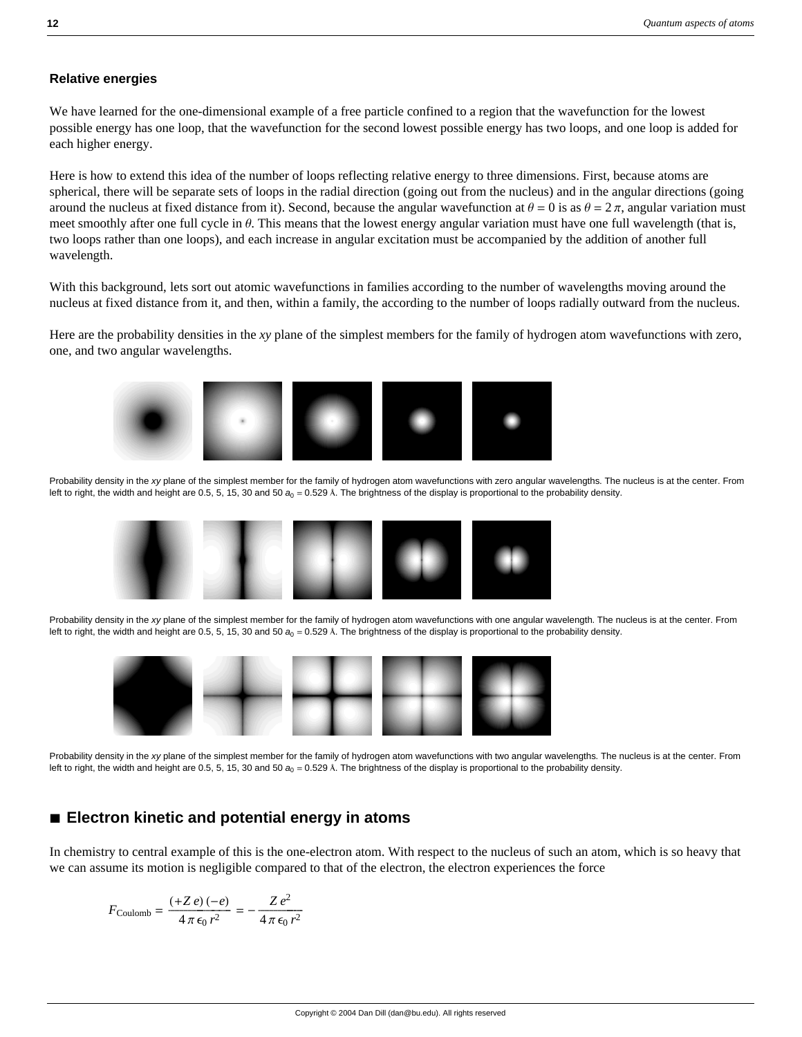### Relative energies

We have learned for the one-dimensional example of a free particle confined to a region that the wavefunction for the lowest possible energy has one loop, that the wavefunction for the second lowest possible energy has two loops, and one loop is added for each higher energy.

Here is how to extend this idea of the number of loops reflecting relative energy to three dimensions. First, because atoms are spherical, there will be separate sets of loops in the radial direction (going out from the nucleus) and in the angular directions (going around the nucleus at fixed distance from it). Second, because the angular wavefunction at $\theta = 0$ is as $\theta = 2\pi$, angular variation must meet smoothly after one full cycle in $\theta$. This means that the lowest energy angular variation must have one full wavelength (that is, two loops rather than one loops), and each increase in angular excitation must be accompanied by the addition of another full wavelength.

With this background, lets sort out atomic wavefunctions in families according to the number of wavelengths moving around the nucleus at fixed distance from it, and then, within a family, the according to the number of loops radially outward from the nucleus.

Here are the probability densities in the *xy* plane of the simplest members for the family of hydrogen atom wavefunctions with zero, one, and two angular wavelengths.

Probability density in the *xy* plane of the simplest member for the family of hydrogen atom wavefunctions with zero angular wavelengths. The nucleus is at the center. From left to right, the width and height are 0.5, 5, 15, 30 and 50 $a_0 = 0.529$ Å. The brightness of the display is proportional to the probability density.

Probability density in the *xy* plane of the simplest member for the family of hydrogen atom wavefunctions with one angular wavelength. The nucleus is at the center. From left to right, the width and height are 0.5, 5, 15, 30 and 50 $a_0 = 0.529$ Å. The brightness of the display is proportional to the probability density.

Probability density in the *xy* plane of the simplest member for the family of hydrogen atom wavefunctions with two angular wavelengths. The nucleus is at the center. From left to right, the width and height are 0.5, 5, 15, 30 and 50 $a_0 = 0.529$ Å. The brightness of the display is proportional to the probability density.

## ■ Electron kinetic and potential energy in atoms

In chemistry to central example of this is the one-electron atom. With respect to the nucleus of such an atom, which is so heavy that we can assume its motion is negligible compared to that of the electron, the electron experiences the force

$$F_{\text{Coulomb}} = \frac{(+Z\,e)\,(-e)}{4\,\pi\,\epsilon_0\,r^2} = -\frac{Z\,e^2}{4\,\pi\,\epsilon_0\,r^2}$$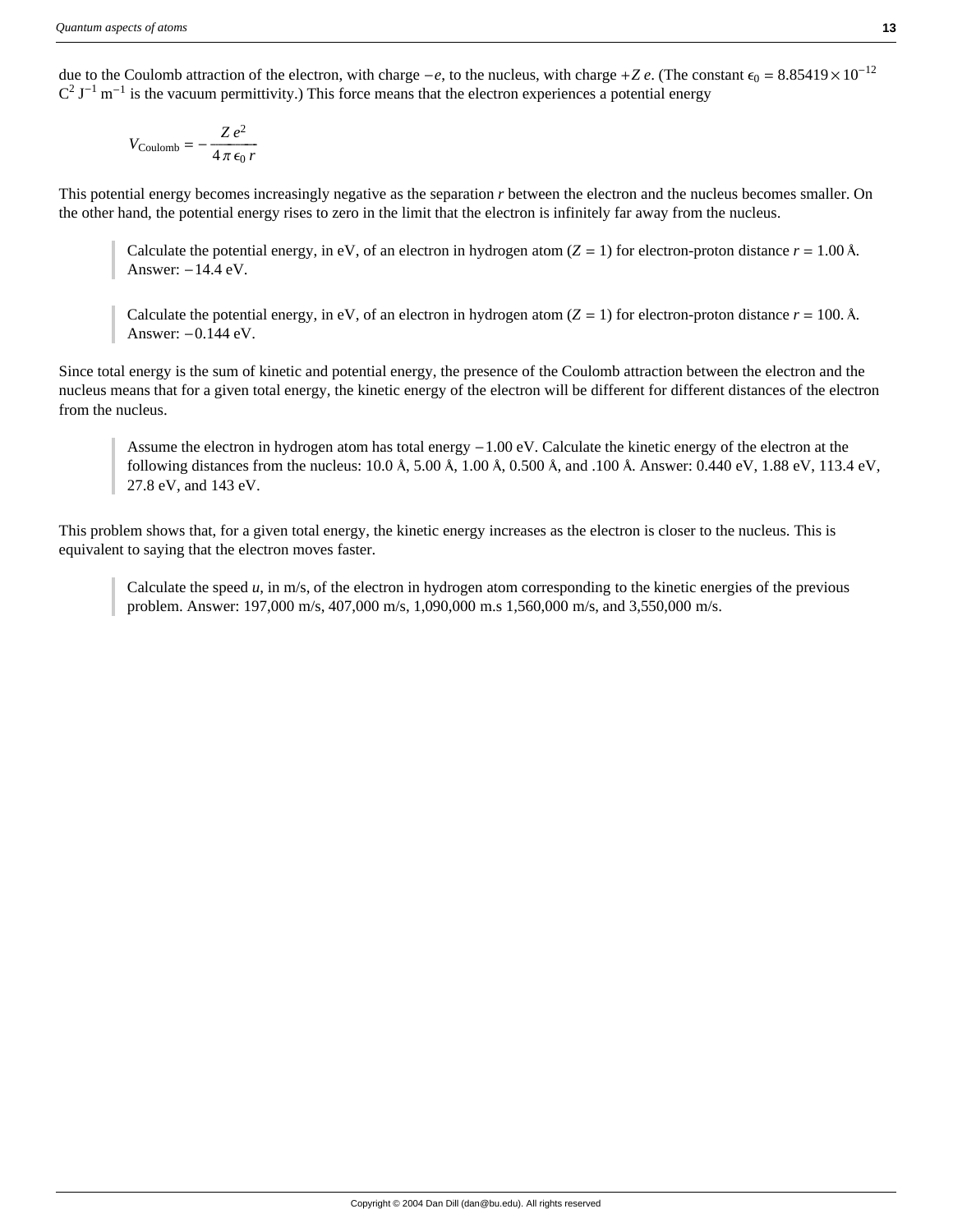due to the Coulomb attraction of the electron, with charge $-e$, to the nucleus, with charge $+Z\,e$. (The constant $\epsilon_0 = 8.85419 \times 10^{-12}$ $C^2\,J^{-1}\,m^{-1}$ is the vacuum permittivity.) This force means that the electron experiences a potential energy

$$V_{\text{Coulomb}} = -\frac{Z\,e^2}{4\,\pi\,\epsilon_0\,r}$$

This potential energy becomes increasingly negative as the separation $r$ between the electron and the nucleus becomes smaller. On the other hand, the potential energy rises to zero in the limit that the electron is infinitely far away from the nucleus.

> Calculate the potential energy, in eV, of an electron in hydrogen atom ($Z = 1$) for electron-proton distance $r = 1.00$ Å. Answer: $-14.4$ eV.

> Calculate the potential energy, in eV, of an electron in hydrogen atom ($Z = 1$) for electron-proton distance $r = 100.$ Å. Answer: $-0.144$ eV.

Since total energy is the sum of kinetic and potential energy, the presence of the Coulomb attraction between the electron and the nucleus means that for a given total energy, the kinetic energy of the electron will be different for different distances of the electron from the nucleus.

> Assume the electron in hydrogen atom has total energy $-1.00$ eV. Calculate the kinetic energy of the electron at the following distances from the nucleus: 10.0 Å, 5.00 Å, 1.00 Å, 0.500 Å, and .100 Å. Answer: 0.440 eV, 1.88 eV, 113.4 eV, 27.8 eV, and 143 eV.

This problem shows that, for a given total energy, the kinetic energy increases as the electron is closer to the nucleus. This is equivalent to saying that the electron moves faster.

> Calculate the speed $u$, in m/s, of the electron in hydrogen atom corresponding to the kinetic energies of the previous problem. Answer: 197,000 m/s, 407,000 m/s, 1,090,000 m.s 1,560,000 m/s, and 3,550,000 m/s.

Copyright © 2004 Dan Dill (dan@bu.edu). All rights reserved